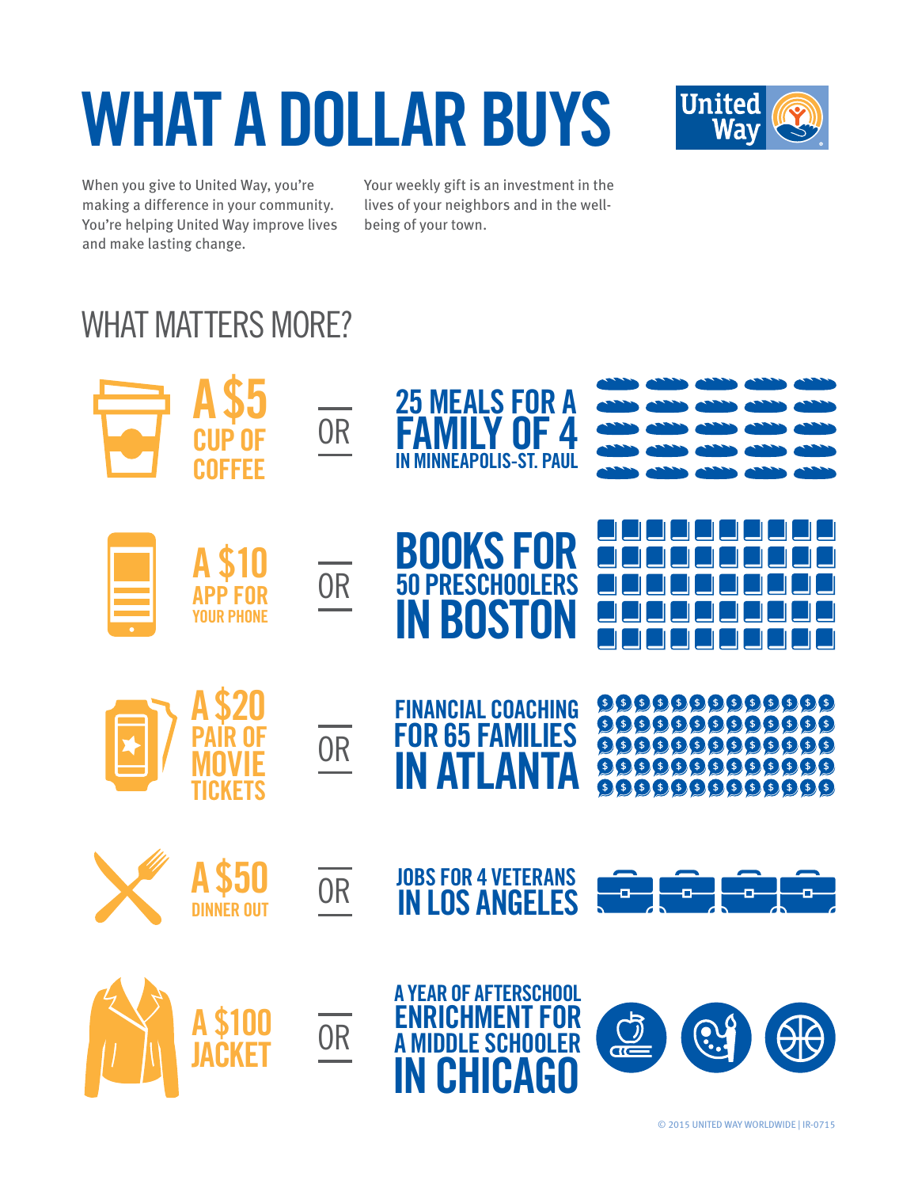# WHAT A DOLLAR BUYS

United Way

When you give to United Way, you're making a difference in your community. You're helping United Way improve lives and make lasting change.

Your weekly gift is an investment in the lives of your neighbors and in the well-being of your town.

## WHAT MATTERS MORE?

A $5 CUP OF COFFEE **OR** 25 MEALS FOR A FAMILY OF 4 IN MINNEAPOLIS-ST. PAUL

A $10 APP FOR YOUR PHONE **OR** BOOKS FOR 50 PRESCHOOLERS IN BOSTON

A $20 PAIR OF MOVIE TICKETS **OR** FINANCIAL COACHING FOR 65 FAMILIES IN ATLANTA

A $50 DINNER OUT **OR** JOBS FOR 4 VETERANS IN LOS ANGELES

A $100 JACKET **OR** A YEAR OF AFTERSCHOOL ENRICHMENT FOR A MIDDLE SCHOOLER IN CHICAGO

© 2015 UNITED WAY WORLDWIDE | IR-0715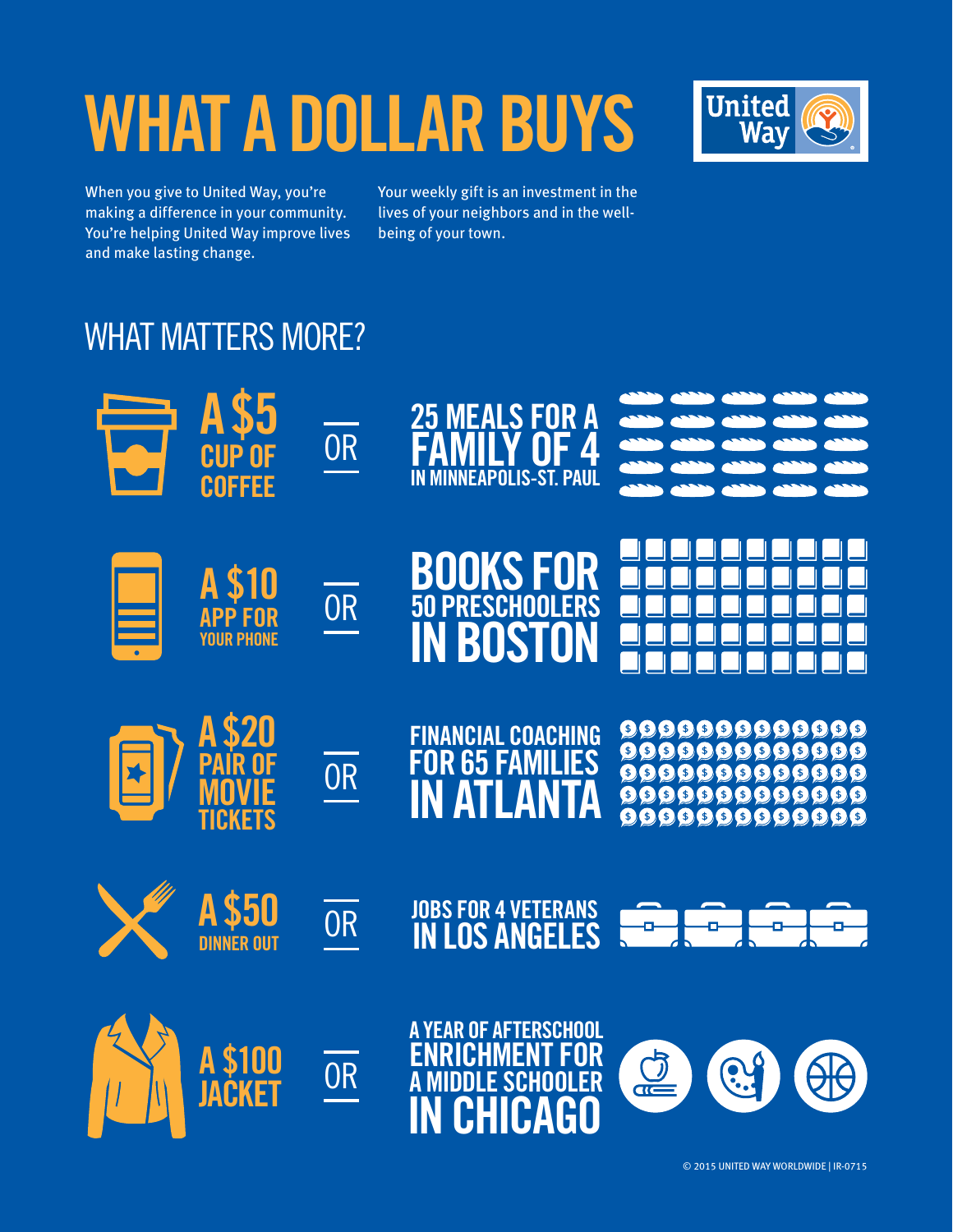# WHAT A DOLLAR BUYS

United Way

When you give to United Way, you're making a difference in your community. You're helping United Way improve lives and make lasting change.

Your weekly gift is an investment in the lives of your neighbors and in the well-being of your town.

## WHAT MATTERS MORE?

A $5 CUP OF COFFEE **OR** 25 MEALS FOR A FAMILY OF 4 IN MINNEAPOLIS-ST. PAUL

A $10 APP FOR YOUR PHONE **OR** BOOKS FOR 50 PRESCHOOLERS IN BOSTON

A $20 PAIR OF MOVIE TICKETS **OR** FINANCIAL COACHING FOR 65 FAMILIES IN ATLANTA

A $50 DINNER OUT **OR** JOBS FOR 4 VETERANS IN LOS ANGELES

A $100 JACKET **OR** A YEAR OF AFTERSCHOOL ENRICHMENT FOR A MIDDLE SCHOOLER IN CHICAGO

© 2015 UNITED WAY WORLDWIDE | IR-0715